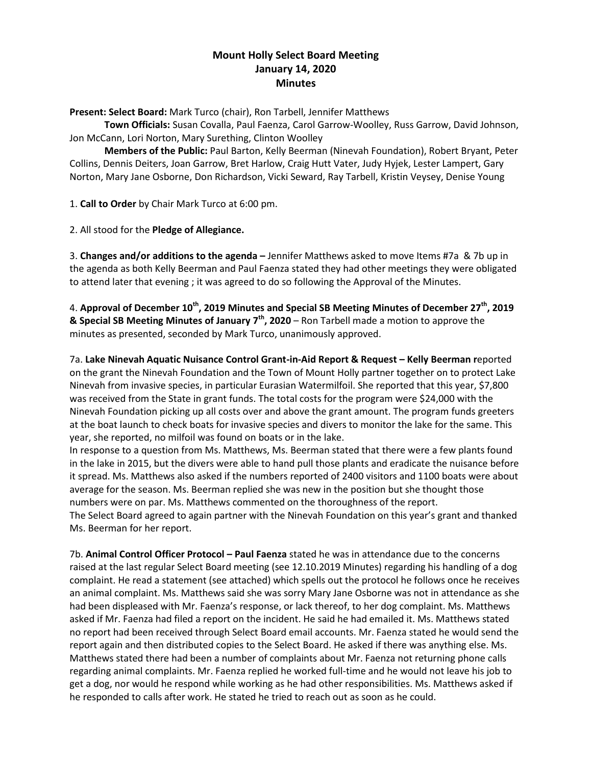# Mount Holly Select Board Meeting
## January 14, 2020
## Minutes

**Present: Select Board:** Mark Turco (chair), Ron Tarbell, Jennifer Matthews

**Town Officials:** Susan Covalla, Paul Faenza, Carol Garrow-Woolley, Russ Garrow, David Johnson, Jon McCann, Lori Norton, Mary Surething, Clinton Woolley

**Members of the Public:** Paul Barton, Kelly Beerman (Ninevah Foundation), Robert Bryant, Peter Collins, Dennis Deiters, Joan Garrow, Bret Harlow, Craig Hutt Vater, Judy Hyjek, Lester Lampert, Gary Norton, Mary Jane Osborne, Don Richardson, Vicki Seward, Ray Tarbell, Kristin Veysey, Denise Young

1. **Call to Order** by Chair Mark Turco at 6:00 pm.

2. All stood for the **Pledge of Allegiance.**

3. **Changes and/or additions to the agenda –** Jennifer Matthews asked to move Items #7a & 7b up in the agenda as both Kelly Beerman and Paul Faenza stated they had other meetings they were obligated to attend later that evening ; it was agreed to do so following the Approval of the Minutes.

4. **Approval of December 10th, 2019 Minutes and Special SB Meeting Minutes of December 27th, 2019 & Special SB Meeting Minutes of January 7th, 2020** – Ron Tarbell made a motion to approve the minutes as presented, seconded by Mark Turco, unanimously approved.

7a. **Lake Ninevah Aquatic Nuisance Control Grant-in-Aid Report & Request – Kelly Beerman r**eported on the grant the Ninevah Foundation and the Town of Mount Holly partner together on to protect Lake Ninevah from invasive species, in particular Eurasian Watermilfoil. She reported that this year, $7,800 was received from the State in grant funds. The total costs for the program were $24,000 with the Ninevah Foundation picking up all costs over and above the grant amount. The program funds greeters at the boat launch to check boats for invasive species and divers to monitor the lake for the same. This year, she reported, no milfoil was found on boats or in the lake.

In response to a question from Ms. Matthews, Ms. Beerman stated that there were a few plants found in the lake in 2015, but the divers were able to hand pull those plants and eradicate the nuisance before it spread. Ms. Matthews also asked if the numbers reported of 2400 visitors and 1100 boats were about average for the season. Ms. Beerman replied she was new in the position but she thought those numbers were on par. Ms. Matthews commented on the thoroughness of the report.

The Select Board agreed to again partner with the Ninevah Foundation on this year's grant and thanked Ms. Beerman for her report.

7b. **Animal Control Officer Protocol – Paul Faenza** stated he was in attendance due to the concerns raised at the last regular Select Board meeting (see 12.10.2019 Minutes) regarding his handling of a dog complaint. He read a statement (see attached) which spells out the protocol he follows once he receives an animal complaint. Ms. Matthews said she was sorry Mary Jane Osborne was not in attendance as she had been displeased with Mr. Faenza's response, or lack thereof, to her dog complaint. Ms. Matthews asked if Mr. Faenza had filed a report on the incident. He said he had emailed it. Ms. Matthews stated no report had been received through Select Board email accounts. Mr. Faenza stated he would send the report again and then distributed copies to the Select Board. He asked if there was anything else. Ms. Matthews stated there had been a number of complaints about Mr. Faenza not returning phone calls regarding animal complaints. Mr. Faenza replied he worked full-time and he would not leave his job to get a dog, nor would he respond while working as he had other responsibilities. Ms. Matthews asked if he responded to calls after work. He stated he tried to reach out as soon as he could.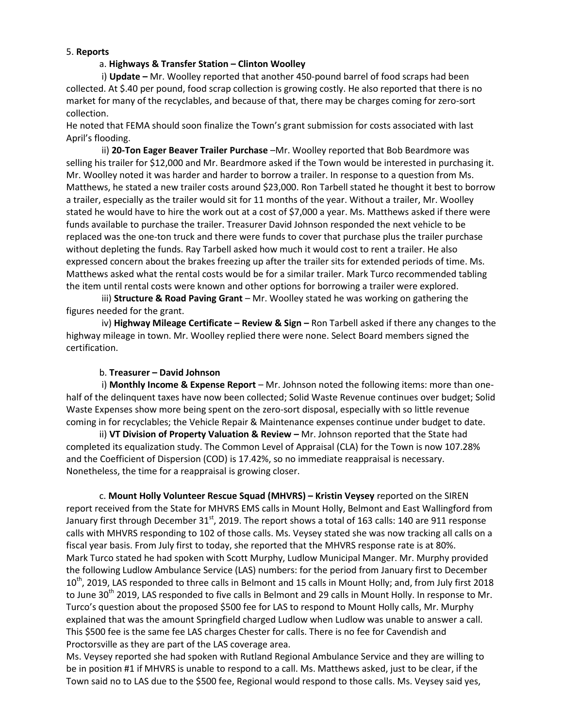5. **Reports**

a. **Highways & Transfer Station – Clinton Woolley**

i) **Update –** Mr. Woolley reported that another 450-pound barrel of food scraps had been collected. At $.40 per pound, food scrap collection is growing costly. He also reported that there is no market for many of the recyclables, and because of that, there may be charges coming for zero-sort collection.

He noted that FEMA should soon finalize the Town's grant submission for costs associated with last April's flooding.

ii) **20-Ton Eager Beaver Trailer Purchase** –Mr. Woolley reported that Bob Beardmore was selling his trailer for $12,000 and Mr. Beardmore asked if the Town would be interested in purchasing it. Mr. Woolley noted it was harder and harder to borrow a trailer. In response to a question from Ms. Matthews, he stated a new trailer costs around $23,000. Ron Tarbell stated he thought it best to borrow a trailer, especially as the trailer would sit for 11 months of the year. Without a trailer, Mr. Woolley stated he would have to hire the work out at a cost of $7,000 a year. Ms. Matthews asked if there were funds available to purchase the trailer. Treasurer David Johnson responded the next vehicle to be replaced was the one-ton truck and there were funds to cover that purchase plus the trailer purchase without depleting the funds. Ray Tarbell asked how much it would cost to rent a trailer. He also expressed concern about the brakes freezing up after the trailer sits for extended periods of time. Ms. Matthews asked what the rental costs would be for a similar trailer. Mark Turco recommended tabling the item until rental costs were known and other options for borrowing a trailer were explored.

iii) **Structure & Road Paving Grant** – Mr. Woolley stated he was working on gathering the figures needed for the grant.

iv) **Highway Mileage Certificate – Review & Sign –** Ron Tarbell asked if there any changes to the highway mileage in town. Mr. Woolley replied there were none. Select Board members signed the certification.

b. **Treasurer – David Johnson**

i) **Monthly Income & Expense Report** – Mr. Johnson noted the following items: more than one-half of the delinquent taxes have now been collected; Solid Waste Revenue continues over budget; Solid Waste Expenses show more being spent on the zero-sort disposal, especially with so little revenue coming in for recyclables; the Vehicle Repair & Maintenance expenses continue under budget to date.

ii) **VT Division of Property Valuation & Review –** Mr. Johnson reported that the State had completed its equalization study. The Common Level of Appraisal (CLA) for the Town is now 107.28% and the Coefficient of Dispersion (COD) is 17.42%, so no immediate reappraisal is necessary. Nonetheless, the time for a reappraisal is growing closer.

c. **Mount Holly Volunteer Rescue Squad (MHVRS) – Kristin Veysey** reported on the SIREN report received from the State for MHVRS EMS calls in Mount Holly, Belmont and East Wallingford from January first through December 31st, 2019. The report shows a total of 163 calls: 140 are 911 response calls with MHVRS responding to 102 of those calls. Ms. Veysey stated she was now tracking all calls on a fiscal year basis. From July first to today, she reported that the MHVRS response rate is at 80%.

Mark Turco stated he had spoken with Scott Murphy, Ludlow Municipal Manger. Mr. Murphy provided the following Ludlow Ambulance Service (LAS) numbers: for the period from January first to December 10th, 2019, LAS responded to three calls in Belmont and 15 calls in Mount Holly; and, from July first 2018 to June 30th 2019, LAS responded to five calls in Belmont and 29 calls in Mount Holly. In response to Mr. Turco's question about the proposed $500 fee for LAS to respond to Mount Holly calls, Mr. Murphy explained that was the amount Springfield charged Ludlow when Ludlow was unable to answer a call. This $500 fee is the same fee LAS charges Chester for calls. There is no fee for Cavendish and Proctorsville as they are part of the LAS coverage area.

Ms. Veysey reported she had spoken with Rutland Regional Ambulance Service and they are willing to be in position #1 if MHVRS is unable to respond to a call. Ms. Matthews asked, just to be clear, if the Town said no to LAS due to the $500 fee, Regional would respond to those calls. Ms. Veysey said yes,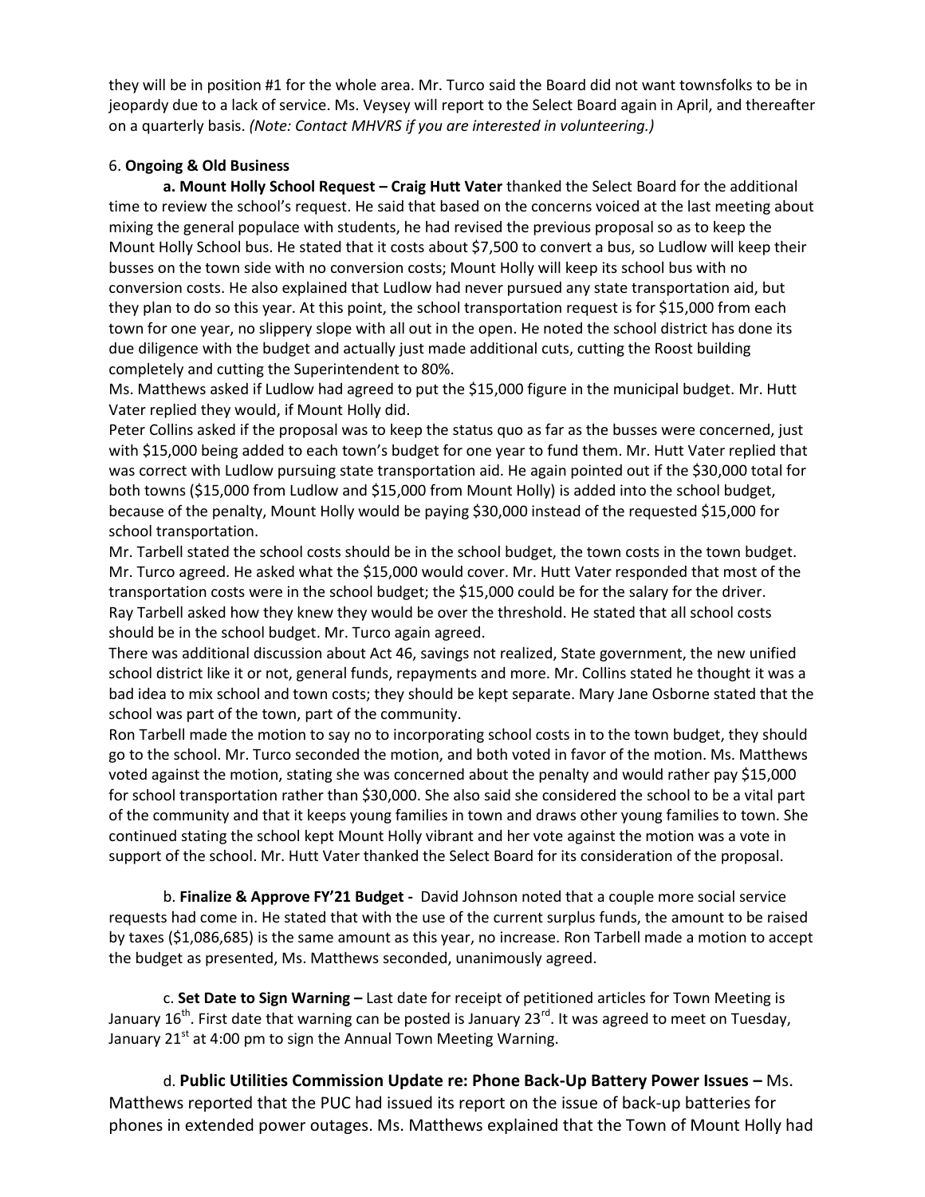they will be in position #1 for the whole area. Mr. Turco said the Board did not want townsfolks to be in jeopardy due to a lack of service. Ms. Veysey will report to the Select Board again in April, and thereafter on a quarterly basis. *(Note: Contact MHVRS if you are interested in volunteering.)*

6. **Ongoing & Old Business**

**a. Mount Holly School Request – Craig Hutt Vater** thanked the Select Board for the additional time to review the school's request. He said that based on the concerns voiced at the last meeting about mixing the general populace with students, he had revised the previous proposal so as to keep the Mount Holly School bus. He stated that it costs about $7,500 to convert a bus, so Ludlow will keep their busses on the town side with no conversion costs; Mount Holly will keep its school bus with no conversion costs. He also explained that Ludlow had never pursued any state transportation aid, but they plan to do so this year. At this point, the school transportation request is for $15,000 from each town for one year, no slippery slope with all out in the open. He noted the school district has done its due diligence with the budget and actually just made additional cuts, cutting the Roost building completely and cutting the Superintendent to 80%.

Ms. Matthews asked if Ludlow had agreed to put the $15,000 figure in the municipal budget. Mr. Hutt Vater replied they would, if Mount Holly did.

Peter Collins asked if the proposal was to keep the status quo as far as the busses were concerned, just with $15,000 being added to each town's budget for one year to fund them. Mr. Hutt Vater replied that was correct with Ludlow pursuing state transportation aid. He again pointed out if the $30,000 total for both towns ($15,000 from Ludlow and $15,000 from Mount Holly) is added into the school budget, because of the penalty, Mount Holly would be paying $30,000 instead of the requested $15,000 for school transportation.

Mr. Tarbell stated the school costs should be in the school budget, the town costs in the town budget. Mr. Turco agreed. He asked what the $15,000 would cover. Mr. Hutt Vater responded that most of the transportation costs were in the school budget; the $15,000 could be for the salary for the driver.

Ray Tarbell asked how they knew they would be over the threshold. He stated that all school costs should be in the school budget. Mr. Turco again agreed.

There was additional discussion about Act 46, savings not realized, State government, the new unified school district like it or not, general funds, repayments and more. Mr. Collins stated he thought it was a bad idea to mix school and town costs; they should be kept separate. Mary Jane Osborne stated that the school was part of the town, part of the community.

Ron Tarbell made the motion to say no to incorporating school costs in to the town budget, they should go to the school. Mr. Turco seconded the motion, and both voted in favor of the motion. Ms. Matthews voted against the motion, stating she was concerned about the penalty and would rather pay $15,000 for school transportation rather than $30,000. She also said she considered the school to be a vital part of the community and that it keeps young families in town and draws other young families to town. She continued stating the school kept Mount Holly vibrant and her vote against the motion was a vote in support of the school. Mr. Hutt Vater thanked the Select Board for its consideration of the proposal.

b. **Finalize & Approve FY'21 Budget -** David Johnson noted that a couple more social service requests had come in. He stated that with the use of the current surplus funds, the amount to be raised by taxes ($1,086,685) is the same amount as this year, no increase. Ron Tarbell made a motion to accept the budget as presented, Ms. Matthews seconded, unanimously agreed.

c. **Set Date to Sign Warning –** Last date for receipt of petitioned articles for Town Meeting is January 16th. First date that warning can be posted is January 23rd. It was agreed to meet on Tuesday, January 21st at 4:00 pm to sign the Annual Town Meeting Warning.

d. **Public Utilities Commission Update re: Phone Back-Up Battery Power Issues –** Ms. Matthews reported that the PUC had issued its report on the issue of back-up batteries for phones in extended power outages. Ms. Matthews explained that the Town of Mount Holly had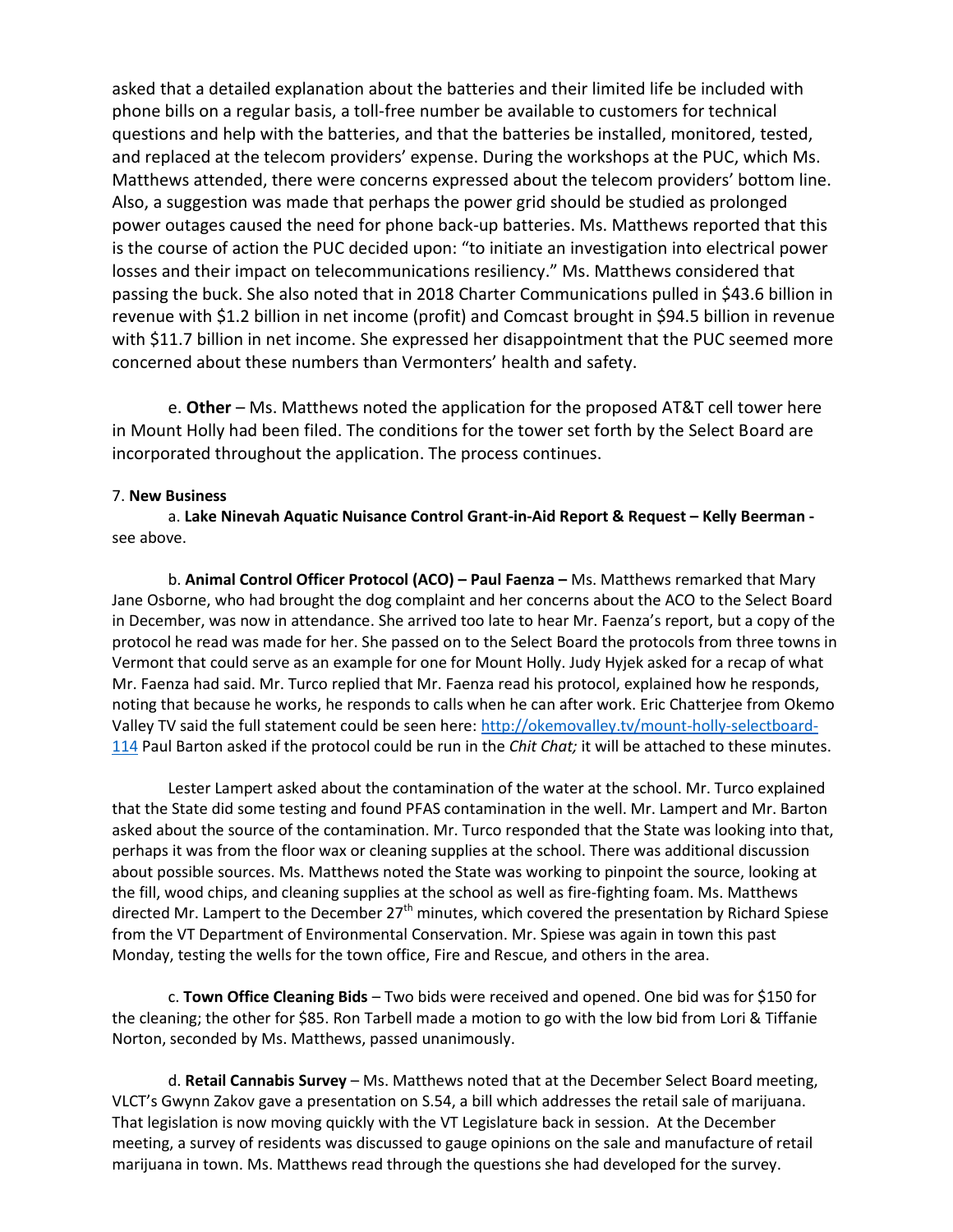asked that a detailed explanation about the batteries and their limited life be included with phone bills on a regular basis, a toll-free number be available to customers for technical questions and help with the batteries, and that the batteries be installed, monitored, tested, and replaced at the telecom providers' expense. During the workshops at the PUC, which Ms. Matthews attended, there were concerns expressed about the telecom providers' bottom line. Also, a suggestion was made that perhaps the power grid should be studied as prolonged power outages caused the need for phone back-up batteries. Ms. Matthews reported that this is the course of action the PUC decided upon: "to initiate an investigation into electrical power losses and their impact on telecommunications resiliency." Ms. Matthews considered that passing the buck. She also noted that in 2018 Charter Communications pulled in $43.6 billion in revenue with $1.2 billion in net income (profit) and Comcast brought in $94.5 billion in revenue with $11.7 billion in net income. She expressed her disappointment that the PUC seemed more concerned about these numbers than Vermonters' health and safety.

e. **Other** – Ms. Matthews noted the application for the proposed AT&T cell tower here in Mount Holly had been filed. The conditions for the tower set forth by the Select Board are incorporated throughout the application. The process continues.

7. **New Business**

a. **Lake Ninevah Aquatic Nuisance Control Grant-in-Aid Report & Request – Kelly Beerman -** see above.

b. **Animal Control Officer Protocol (ACO) – Paul Faenza –** Ms. Matthews remarked that Mary Jane Osborne, who had brought the dog complaint and her concerns about the ACO to the Select Board in December, was now in attendance. She arrived too late to hear Mr. Faenza's report, but a copy of the protocol he read was made for her. She passed on to the Select Board the protocols from three towns in Vermont that could serve as an example for one for Mount Holly. Judy Hyjek asked for a recap of what Mr. Faenza had said. Mr. Turco replied that Mr. Faenza read his protocol, explained how he responds, noting that because he works, he responds to calls when he can after work. Eric Chatterjee from Okemo Valley TV said the full statement could be seen here: [http://okemovalley.tv/mount-holly-selectboard-114](http://okemovalley.tv/mount-holly-selectboard-114) Paul Barton asked if the protocol could be run in the *Chit Chat;* it will be attached to these minutes.

Lester Lampert asked about the contamination of the water at the school. Mr. Turco explained that the State did some testing and found PFAS contamination in the well. Mr. Lampert and Mr. Barton asked about the source of the contamination. Mr. Turco responded that the State was looking into that, perhaps it was from the floor wax or cleaning supplies at the school. There was additional discussion about possible sources. Ms. Matthews noted the State was working to pinpoint the source, looking at the fill, wood chips, and cleaning supplies at the school as well as fire-fighting foam. Ms. Matthews directed Mr. Lampert to the December 27th minutes, which covered the presentation by Richard Spiese from the VT Department of Environmental Conservation. Mr. Spiese was again in town this past Monday, testing the wells for the town office, Fire and Rescue, and others in the area.

c. **Town Office Cleaning Bids** – Two bids were received and opened. One bid was for $150 for the cleaning; the other for $85. Ron Tarbell made a motion to go with the low bid from Lori & Tiffanie Norton, seconded by Ms. Matthews, passed unanimously.

d. **Retail Cannabis Survey** – Ms. Matthews noted that at the December Select Board meeting, VLCT's Gwynn Zakov gave a presentation on S.54, a bill which addresses the retail sale of marijuana. That legislation is now moving quickly with the VT Legislature back in session. At the December meeting, a survey of residents was discussed to gauge opinions on the sale and manufacture of retail marijuana in town. Ms. Matthews read through the questions she had developed for the survey.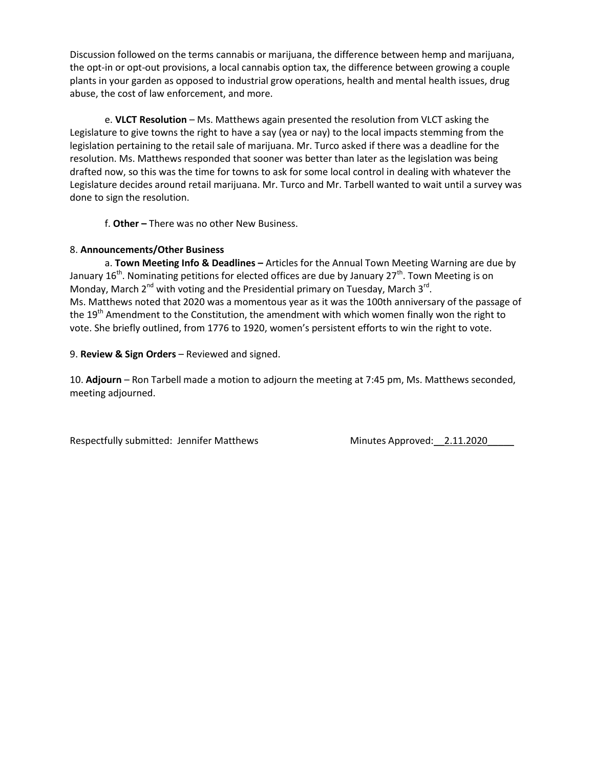Discussion followed on the terms cannabis or marijuana, the difference between hemp and marijuana, the opt-in or opt-out provisions, a local cannabis option tax, the difference between growing a couple plants in your garden as opposed to industrial grow operations, health and mental health issues, drug abuse, the cost of law enforcement, and more.

e. **VLCT Resolution** – Ms. Matthews again presented the resolution from VLCT asking the Legislature to give towns the right to have a say (yea or nay) to the local impacts stemming from the legislation pertaining to the retail sale of marijuana. Mr. Turco asked if there was a deadline for the resolution. Ms. Matthews responded that sooner was better than later as the legislation was being drafted now, so this was the time for towns to ask for some local control in dealing with whatever the Legislature decides around retail marijuana. Mr. Turco and Mr. Tarbell wanted to wait until a survey was done to sign the resolution.

f. **Other –** There was no other New Business.

8. **Announcements/Other Business**

a. **Town Meeting Info & Deadlines –** Articles for the Annual Town Meeting Warning are due by January 16th. Nominating petitions for elected offices are due by January 27th. Town Meeting is on Monday, March 2nd with voting and the Presidential primary on Tuesday, March 3rd.
Ms. Matthews noted that 2020 was a momentous year as it was the 100th anniversary of the passage of the 19th Amendment to the Constitution, the amendment with which women finally won the right to vote. She briefly outlined, from 1776 to 1920, women's persistent efforts to win the right to vote.

9. **Review & Sign Orders** – Reviewed and signed.

10. **Adjourn** – Ron Tarbell made a motion to adjourn the meeting at 7:45 pm, Ms. Matthews seconded, meeting adjourned.

Respectfully submitted: Jennifer Matthews

Minutes Approved: 2.11.2020